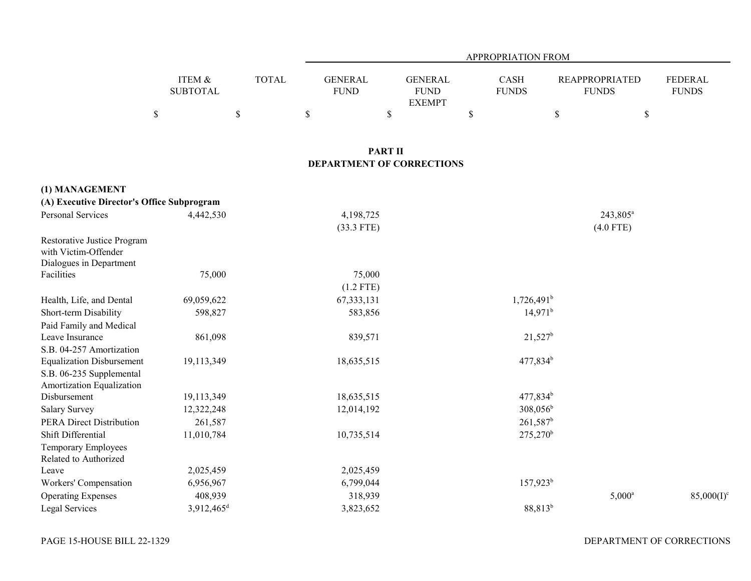| | ITEM & SUBTOTAL | TOTAL | APPROPRIATION FROM | | | | |
|---|---|---|---|---|---|---|---|
| | | | GENERAL FUND | GENERAL FUND EXEMPT | CASH FUNDS | REAPPROPRIATED FUNDS | FEDERAL FUNDS |
| | $ | $ | $ | $ | $ | $ | $ |

## PART II
## DEPARTMENT OF CORRECTIONS

**(1) MANAGEMENT**

**(A) Executive Director's Office Subprogram**

| | ITEM & SUBTOTAL | TOTAL | GENERAL FUND | GENERAL FUND EXEMPT | CASH FUNDS | REAPPROPRIATED FUNDS | FEDERAL FUNDS |
|---|---|---|---|---|---|---|---|
| Personal Services | 4,442,530 | | 4,198,725 (33.3 FTE) | | | 243,805[a] (4.0 FTE) | |
| Restorative Justice Program with Victim-Offender Dialogues in Department Facilities | 75,000 | | 75,000 (1.2 FTE) | | | | |
| Health, Life, and Dental | 69,059,622 | | 67,333,131 | | 1,726,491[b] | | |
| Short-term Disability | 598,827 | | 583,856 | | 14,971[b] | | |
| Paid Family and Medical Leave Insurance | 861,098 | | 839,571 | | 21,527[b] | | |
| S.B. 04-257 Amortization Equalization Disbursement | 19,113,349 | | 18,635,515 | | 477,834[b] | | |
| S.B. 06-235 Supplemental Amortization Equalization Disbursement | 19,113,349 | | 18,635,515 | | 477,834[b] | | |
| Salary Survey | 12,322,248 | | 12,014,192 | | 308,056[b] | | |
| PERA Direct Distribution | 261,587 | | | | 261,587[b] | | |
| Shift Differential | 11,010,784 | | 10,735,514 | | 275,270[b] | | |
| Temporary Employees Related to Authorized Leave | 2,025,459 | | 2,025,459 | | | | |
| Workers' Compensation | 6,956,967 | | 6,799,044 | | 157,923[b] | | |
| Operating Expenses | 408,939 | | 318,939 | | | 5,000[a] | 85,000(I)[c] |
| Legal Services | 3,912,465[d] | | 3,823,652 | | 88,813[b] | | |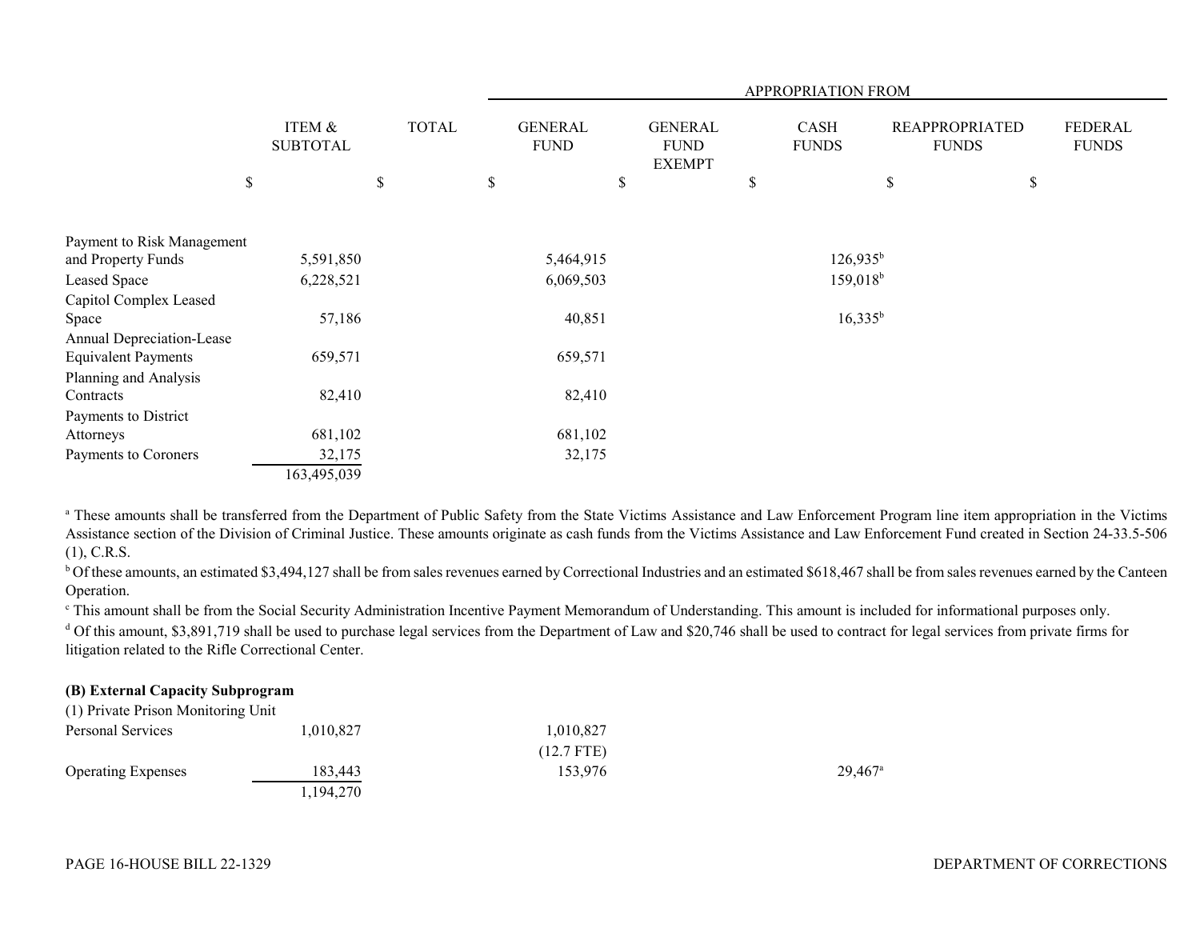| | ITEM & SUBTOTAL | TOTAL | APPROPRIATION FROM GENERAL FUND | GENERAL FUND EXEMPT | CASH FUNDS | REAPPROPRIATED FUNDS | FEDERAL FUNDS |
|---|---|---|---|---|---|---|---|
| | $ | $ | $ | $ | $ | $ | $ |
| Payment to Risk Management and Property Funds | 5,591,850 | | 5,464,915 | | 126,935[b] | | |
| Leased Space | 6,228,521 | | 6,069,503 | | 159,018[b] | | |
| Capitol Complex Leased Space | 57,186 | | 40,851 | | 16,335[b] | | |
| Annual Depreciation-Lease Equivalent Payments | 659,571 | | 659,571 | | | | |
| Planning and Analysis Contracts | 82,410 | | 82,410 | | | | |
| Payments to District Attorneys | 681,102 | | 681,102 | | | | |
| Payments to Coroners | 32,175 | | 32,175 | | | | |
| | 163,495,039 | | | | | | |

[a] These amounts shall be transferred from the Department of Public Safety from the State Victims Assistance and Law Enforcement Program line item appropriation in the Victims Assistance section of the Division of Criminal Justice. These amounts originate as cash funds from the Victims Assistance and Law Enforcement Fund created in Section 24-33.5-506 (1), C.R.S.

[b] Of these amounts, an estimated $3,494,127 shall be from sales revenues earned by Correctional Industries and an estimated $618,467 shall be from sales revenues earned by the Canteen Operation.

[c] This amount shall be from the Social Security Administration Incentive Payment Memorandum of Understanding. This amount is included for informational purposes only.

[d] Of this amount, $3,891,719 shall be used to purchase legal services from the Department of Law and $20,746 shall be used to contract for legal services from private firms for litigation related to the Rifle Correctional Center.

**(B) External Capacity Subprogram**

| | ITEM & SUBTOTAL | TOTAL | GENERAL FUND | GENERAL FUND EXEMPT | CASH FUNDS | REAPPROPRIATED FUNDS | FEDERAL FUNDS |
|---|---|---|---|---|---|---|---|
| (1) Private Prison Monitoring Unit | | | | | | | |
| Personal Services | 1,010,827 | | 1,010,827 (12.7 FTE) | | | | |
| Operating Expenses | 183,443 | | 153,976 | | | 29,467[a] | |
| | 1,194,270 | | | | | | |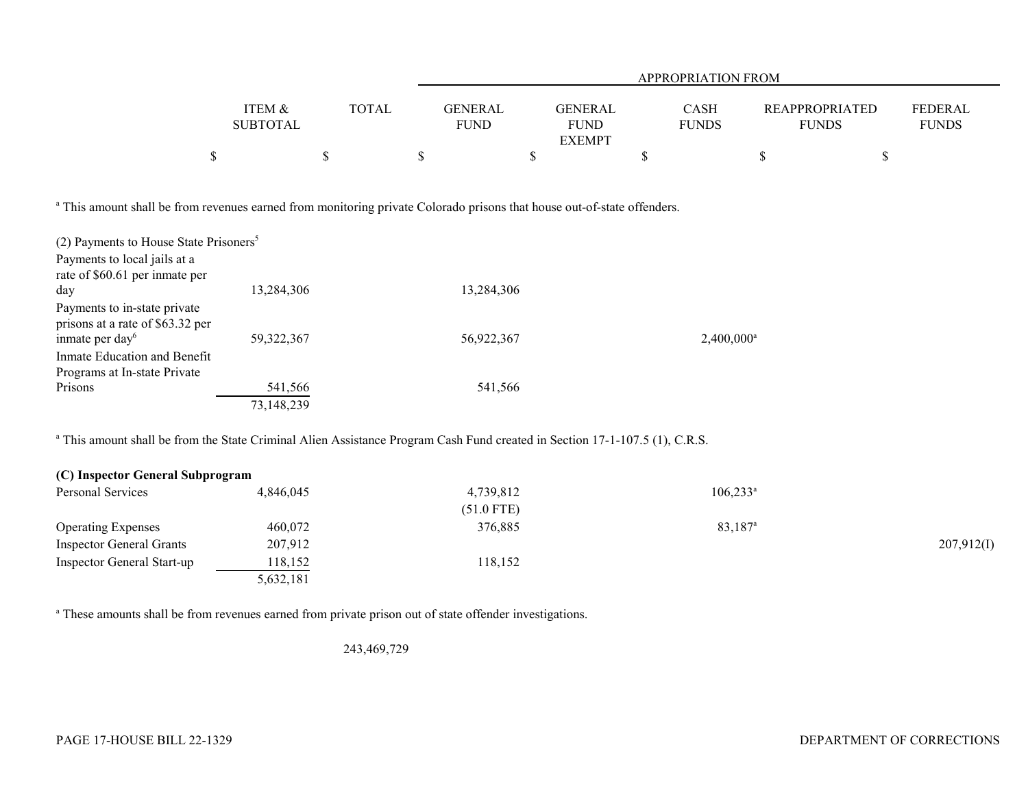| | ITEM & SUBTOTAL | TOTAL | APPROPRIATION FROM GENERAL FUND | GENERAL FUND EXEMPT | CASH FUNDS | REAPPROPRIATED FUNDS | FEDERAL FUNDS |
|---|---|---|---|---|---|---|---|
| | $ | $ | $ | $ | $ | $ | $ |

[a] This amount shall be from revenues earned from monitoring private Colorado prisons that house out-of-state offenders.

| | ITEM & SUBTOTAL | TOTAL | GENERAL FUND | GENERAL FUND EXEMPT | CASH FUNDS | REAPPROPRIATED FUNDS | FEDERAL FUNDS |
|---|---|---|---|---|---|---|---|
| (2) Payments to House State Prisoners[5] | | | | | | | |
| Payments to local jails at a rate of $60.61 per inmate per day | 13,284,306 | | 13,284,306 | | | | |
| Payments to in-state private prisons at a rate of $63.32 per inmate per day[6] | 59,322,367 | | 56,922,367 | | 2,400,000[a] | | |
| Inmate Education and Benefit Programs at In-state Private Prisons | 541,566 | | 541,566 | | | | |
| | 73,148,239 | | | | | | |

[a] This amount shall be from the State Criminal Alien Assistance Program Cash Fund created in Section 17-1-107.5 (1), C.R.S.

| | ITEM & SUBTOTAL | TOTAL | GENERAL FUND | GENERAL FUND EXEMPT | CASH FUNDS | REAPPROPRIATED FUNDS | FEDERAL FUNDS |
|---|---|---|---|---|---|---|---|
| **(C) Inspector General Subprogram** | | | | | | | |
| Personal Services | 4,846,045 | | 4,739,812<br>(51.0 FTE) | | 106,233[a] | | |
| Operating Expenses | 460,072 | | 376,885 | | 83,187[a] | | |
| Inspector General Grants | 207,912 | | | | | | 207,912(I) |
| Inspector General Start-up | 118,152 | | 118,152 | | | | |
| | 5,632,181 | | | | | | |

[a] These amounts shall be from revenues earned from private prison out of state offender investigations.

| | ITEM & SUBTOTAL | TOTAL | GENERAL FUND | GENERAL FUND EXEMPT | CASH FUNDS | REAPPROPRIATED FUNDS | FEDERAL FUNDS |
|---|---|---|---|---|---|---|---|
| | | 243,469,729 | | | | | |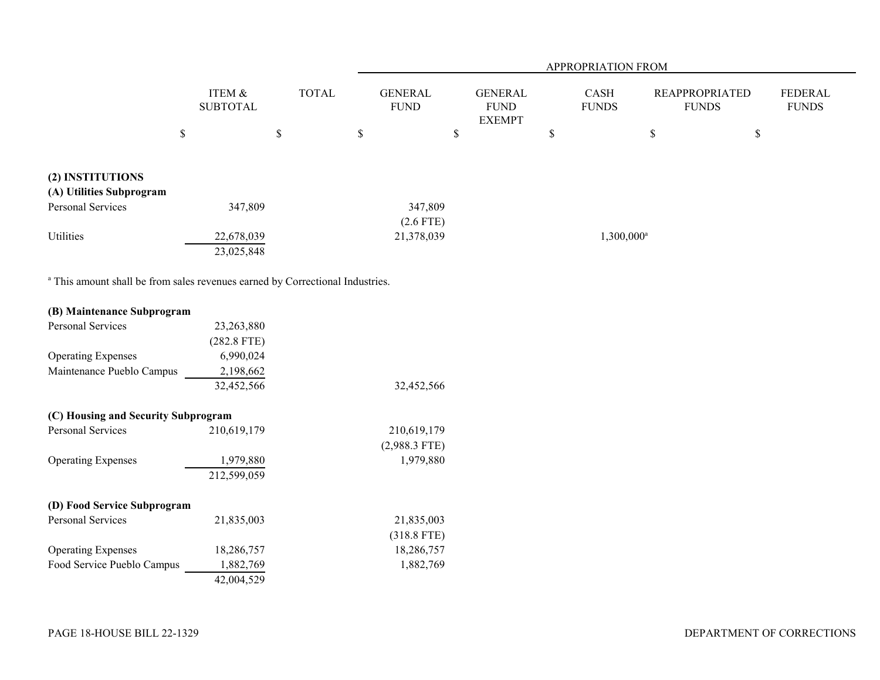| | ITEM & SUBTOTAL | TOTAL | APPROPRIATION FROM GENERAL FUND | GENERAL FUND EXEMPT | CASH FUNDS | REAPPROPRIATED FUNDS | FEDERAL FUNDS |
|---|---|---|---|---|---|---|---|
| | $ | $ | $ | $ | $ | $ | $ |
| **(2) INSTITUTIONS** | | | | | | | |
| **(A) Utilities Subprogram** | | | | | | | |
| Personal Services | 347,809 | | 347,809 (2.6 FTE) | | | | |
| Utilities | 22,678,039 | | 21,378,039 | | 1,300,000[a] | | |
| | 23,025,848 | | | | | | |

[a] This amount shall be from sales revenues earned by Correctional Industries.

| | ITEM & SUBTOTAL | TOTAL | GENERAL FUND | GENERAL FUND EXEMPT | CASH FUNDS | REAPPROPRIATED FUNDS | FEDERAL FUNDS |
|---|---|---|---|---|---|---|---|
| **(B) Maintenance Subprogram** | | | | | | | |
| Personal Services | 23,263,880 (282.8 FTE) | | | | | | |
| Operating Expenses | 6,990,024 | | | | | | |
| Maintenance Pueblo Campus | 2,198,662 | | | | | | |
| | 32,452,566 | | 32,452,566 | | | | |
| **(C) Housing and Security Subprogram** | | | | | | | |
| Personal Services | 210,619,179 | | 210,619,179 (2,988.3 FTE) | | | | |
| Operating Expenses | 1,979,880 | | 1,979,880 | | | | |
| | 212,599,059 | | | | | | |
| **(D) Food Service Subprogram** | | | | | | | |
| Personal Services | 21,835,003 | | 21,835,003 (318.8 FTE) | | | | |
| Operating Expenses | 18,286,757 | | 18,286,757 | | | | |
| Food Service Pueblo Campus | 1,882,769 | | 1,882,769 | | | | |
| | 42,004,529 | | | | | | |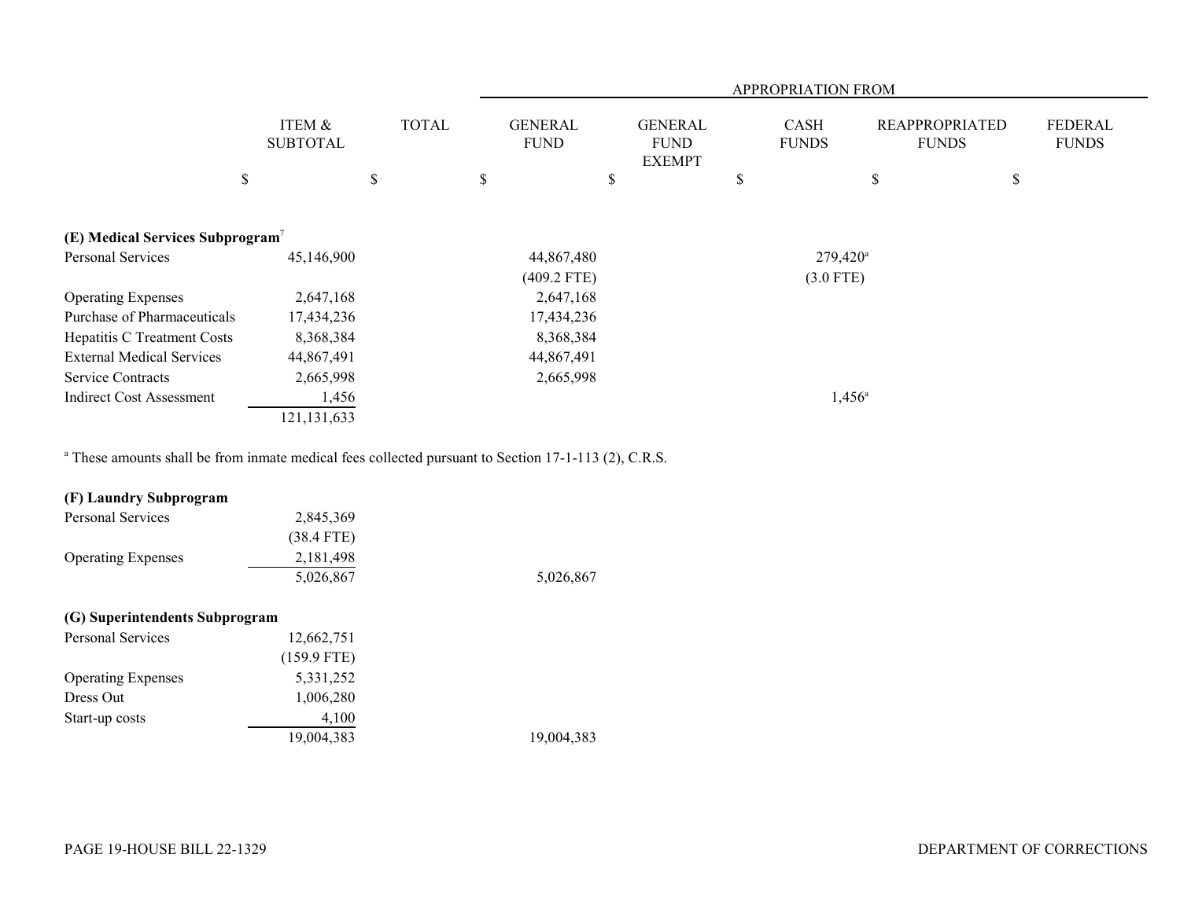| | ITEM & SUBTOTAL | TOTAL | APPROPRIATION FROM GENERAL FUND | GENERAL FUND EXEMPT | CASH FUNDS | REAPPROPRIATED FUNDS | FEDERAL FUNDS |
|---|---|---|---|---|---|---|---|
| | $ | $ | $ | $ | $ | $ | $ |
| **(E) Medical Services Subprogram**[7] | | | | | | | |
| Personal Services | 45,146,900 | | 44,867,480 (409.2 FTE) | | 279,420[a] (3.0 FTE) | | |
| Operating Expenses | 2,647,168 | | 2,647,168 | | | | |
| Purchase of Pharmaceuticals | 17,434,236 | | 17,434,236 | | | | |
| Hepatitis C Treatment Costs | 8,368,384 | | 8,368,384 | | | | |
| External Medical Services | 44,867,491 | | 44,867,491 | | | | |
| Service Contracts | 2,665,998 | | 2,665,998 | | | | |
| Indirect Cost Assessment | 1,456 | | | | 1,456[a] | | |
| | 121,131,633 | | | | | | |

[a] These amounts shall be from inmate medical fees collected pursuant to Section 17-1-113 (2), C.R.S.

| | ITEM & SUBTOTAL | TOTAL | GENERAL FUND | GENERAL FUND EXEMPT | CASH FUNDS | REAPPROPRIATED FUNDS | FEDERAL FUNDS |
|---|---|---|---|---|---|---|---|
| **(F) Laundry Subprogram** | | | | | | | |
| Personal Services | 2,845,369 (38.4 FTE) | | | | | | |
| Operating Expenses | 2,181,498 | | | | | | |
| | 5,026,867 | | 5,026,867 | | | | |
| **(G) Superintendents Subprogram** | | | | | | | |
| Personal Services | 12,662,751 (159.9 FTE) | | | | | | |
| Operating Expenses | 5,331,252 | | | | | | |
| Dress Out | 1,006,280 | | | | | | |
| Start-up costs | 4,100 | | | | | | |
| | 19,004,383 | | 19,004,383 | | | | |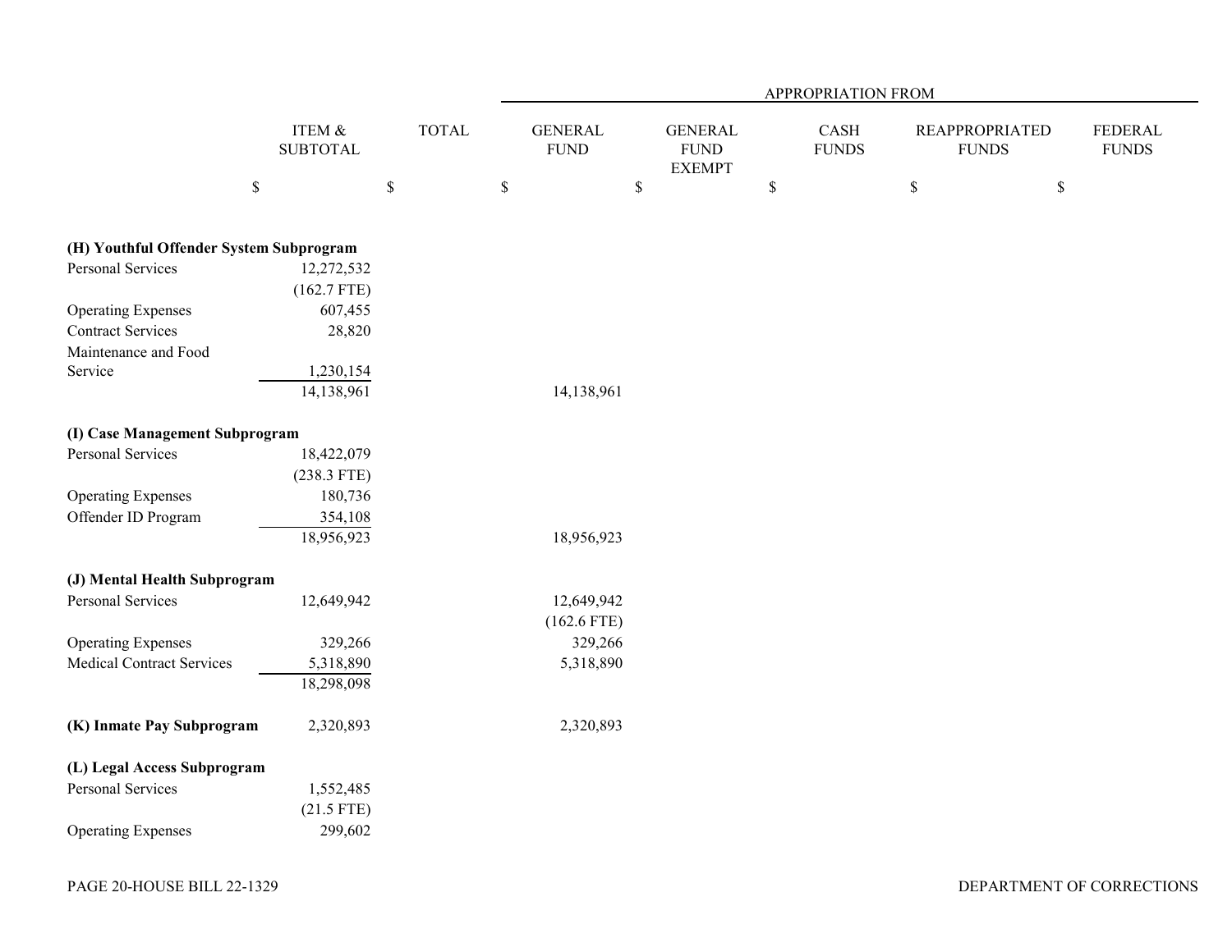| | ITEM & SUBTOTAL | TOTAL | APPROPRIATION FROM | | | | |
|---|---|---|---|---|---|---|---|
| | | | GENERAL FUND | GENERAL FUND EXEMPT | CASH FUNDS | REAPPROPRIATED FUNDS | FEDERAL FUNDS |
| | $ | $ | $ | $ | $ | $ | $ |
| **(H) Youthful Offender System Subprogram** | | | | | | | |
| Personal Services | 12,272,532 | | | | | | |
| | (162.7 FTE) | | | | | | |
| Operating Expenses | 607,455 | | | | | | |
| Contract Services | 28,820 | | | | | | |
| Maintenance and Food Service | 1,230,154 | | | | | | |
| | 14,138,961 | | 14,138,961 | | | | |
| **(I) Case Management Subprogram** | | | | | | | |
| Personal Services | 18,422,079 | | | | | | |
| | (238.3 FTE) | | | | | | |
| Operating Expenses | 180,736 | | | | | | |
| Offender ID Program | 354,108 | | | | | | |
| | 18,956,923 | | 18,956,923 | | | | |
| **(J) Mental Health Subprogram** | | | | | | | |
| Personal Services | 12,649,942 | | 12,649,942 | | | | |
| | | | (162.6 FTE) | | | | |
| Operating Expenses | 329,266 | | 329,266 | | | | |
| Medical Contract Services | 5,318,890 | | 5,318,890 | | | | |
| | 18,298,098 | | | | | | |
| **(K) Inmate Pay Subprogram** | 2,320,893 | | 2,320,893 | | | | |
| **(L) Legal Access Subprogram** | | | | | | | |
| Personal Services | 1,552,485 | | | | | | |
| | (21.5 FTE) | | | | | | |
| Operating Expenses | 299,602 | | | | | | |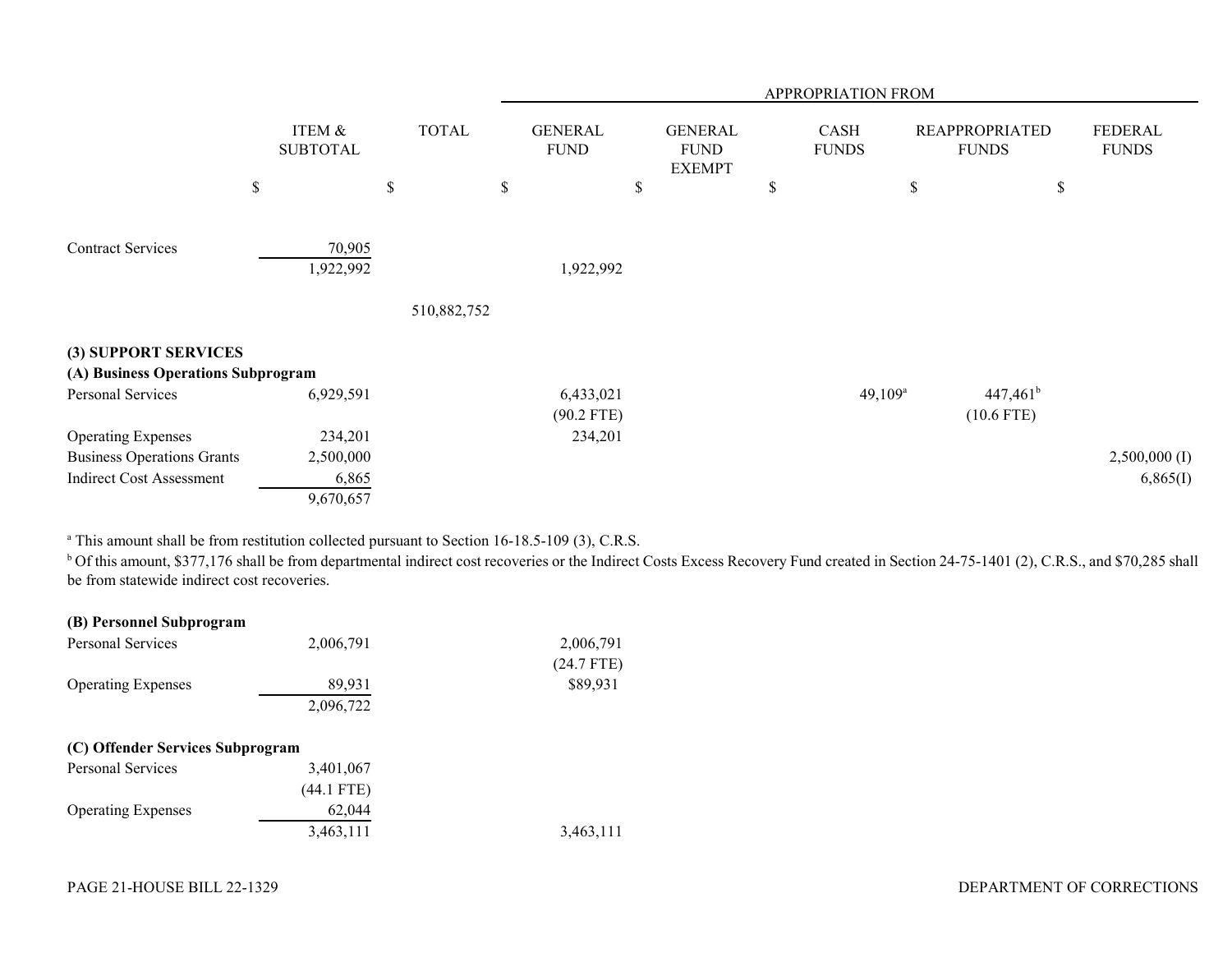| | ITEM & SUBTOTAL | TOTAL | APPROPRIATION FROM GENERAL FUND | GENERAL FUND EXEMPT | CASH FUNDS | REAPPROPRIATED FUNDS | FEDERAL FUNDS |
|---|---|---|---|---|---|---|---|
| | $ | $ | $ | $ | $ | $ | $ |
| Contract Services | 70,905 | | | | | | |
| | 1,922,992 | | 1,922,992 | | | | |
| | | 510,882,752 | | | | | |
| **(3) SUPPORT SERVICES** | | | | | | | |
| **(A) Business Operations Subprogram** | | | | | | | |
| Personal Services | 6,929,591 | | 6,433,021 | | 49,109[a] | 447,461[b] | |
| | | | (90.2 FTE) | | | (10.6 FTE) | |
| Operating Expenses | 234,201 | | 234,201 | | | | |
| Business Operations Grants | 2,500,000 | | | | | | 2,500,000 (I) |
| Indirect Cost Assessment | 6,865 | | | | | | 6,865(I) |
| | 9,670,657 | | | | | | |

[a] This amount shall be from restitution collected pursuant to Section 16-18.5-109 (3), C.R.S.

[b] Of this amount, $377,176 shall be from departmental indirect cost recoveries or the Indirect Costs Excess Recovery Fund created in Section 24-75-1401 (2), C.R.S., and $70,285 shall be from statewide indirect cost recoveries.

| | ITEM & SUBTOTAL | TOTAL | GENERAL FUND | GENERAL FUND EXEMPT | CASH FUNDS | REAPPROPRIATED FUNDS | FEDERAL FUNDS |
|---|---|---|---|---|---|---|---|
| **(B) Personnel Subprogram** | | | | | | | |
| Personal Services | 2,006,791 | | 2,006,791 | | | | |
| | | | (24.7 FTE) | | | | |
| Operating Expenses | 89,931 | | $89,931 | | | | |
| | 2,096,722 | | | | | | |
| **(C) Offender Services Subprogram** | | | | | | | |
| Personal Services | 3,401,067 | | | | | | |
| | (44.1 FTE) | | | | | | |
| Operating Expenses | 62,044 | | | | | | |
| | 3,463,111 | | 3,463,111 | | | | |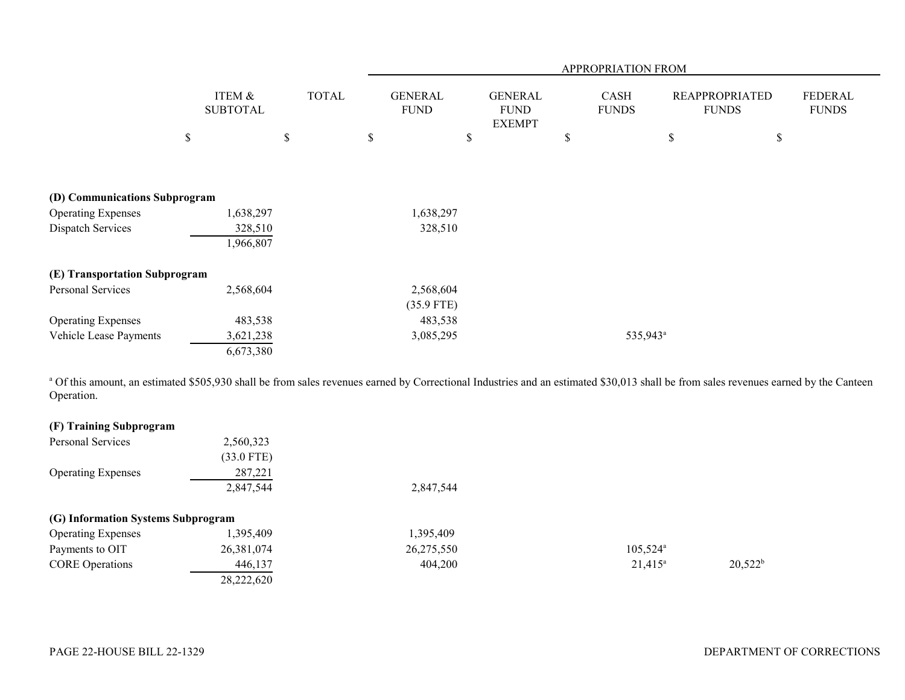| | ITEM & SUBTOTAL | TOTAL | APPROPRIATION FROM | | | | |
|---|---|---|---|---|---|---|---|
| | | | GENERAL FUND | GENERAL FUND EXEMPT | CASH FUNDS | REAPPROPRIATED FUNDS | FEDERAL FUNDS |
| | $ | $ | $ | $ | $ | $ | $ |
| **(D) Communications Subprogram** | | | | | | | |
| Operating Expenses | 1,638,297 | | 1,638,297 | | | | |
| Dispatch Services | 328,510 | | 328,510 | | | | |
| | 1,966,807 | | | | | | |
| **(E) Transportation Subprogram** | | | | | | | |
| Personal Services | 2,568,604 | | 2,568,604 | | | | |
| | | | (35.9 FTE) | | | | |
| Operating Expenses | 483,538 | | 483,538 | | | | |
| Vehicle Lease Payments | 3,621,238 | | 3,085,295 | | 535,943[a] | | |
| | 6,673,380 | | | | | | |

[a] Of this amount, an estimated $505,930 shall be from sales revenues earned by Correctional Industries and an estimated $30,013 shall be from sales revenues earned by the Canteen Operation.

| | ITEM & SUBTOTAL | TOTAL | GENERAL FUND | GENERAL FUND EXEMPT | CASH FUNDS | REAPPROPRIATED FUNDS | FEDERAL FUNDS |
|---|---|---|---|---|---|---|---|
| **(F) Training Subprogram** | | | | | | | |
| Personal Services | 2,560,323 | | | | | | |
| | (33.0 FTE) | | | | | | |
| Operating Expenses | 287,221 | | | | | | |
| | 2,847,544 | | 2,847,544 | | | | |
| **(G) Information Systems Subprogram** | | | | | | | |
| Operating Expenses | 1,395,409 | | 1,395,409 | | | | |
| Payments to OIT | 26,381,074 | | 26,275,550 | | 105,524[a] | | |
| CORE Operations | 446,137 | | 404,200 | | 21,415[a] | 20,522[b] | |
| | 28,222,620 | | | | | | |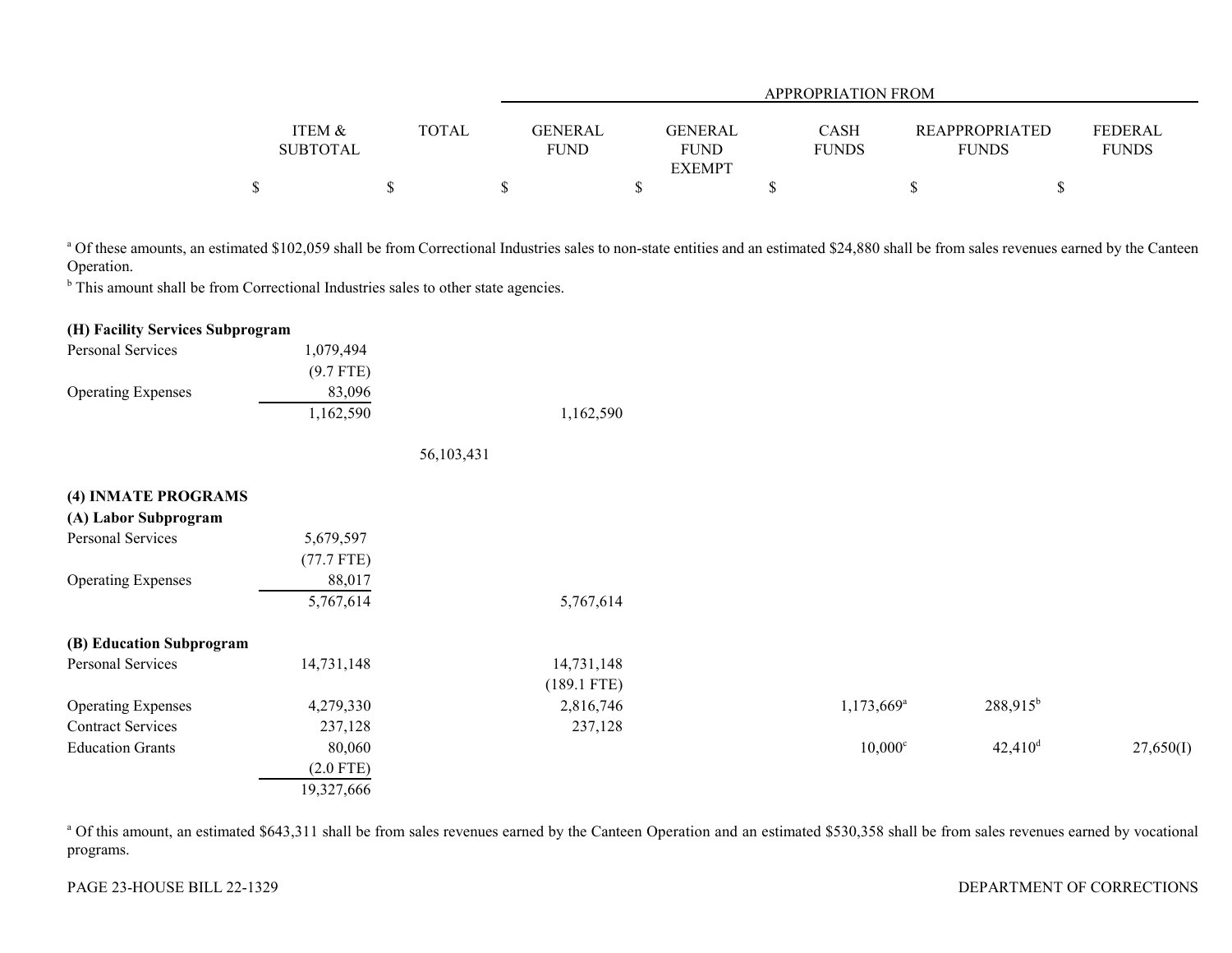| | ITEM & SUBTOTAL | TOTAL | GENERAL FUND | GENERAL FUND EXEMPT | CASH FUNDS | REAPPROPRIATED FUNDS | FEDERAL FUNDS |
|---|---|---|---|---|---|---|---|
| | | | APPROPRIATION FROM | | | | |
| | $ | $ | $ | $ | $ | $ | $ |

[a] Of these amounts, an estimated $102,059 shall be from Correctional Industries sales to non-state entities and an estimated $24,880 shall be from sales revenues earned by the Canteen Operation.

[b] This amount shall be from Correctional Industries sales to other state agencies.

| | ITEM & SUBTOTAL | TOTAL | GENERAL FUND | GENERAL FUND EXEMPT | CASH FUNDS | REAPPROPRIATED FUNDS | FEDERAL FUNDS |
|---|---|---|---|---|---|---|---|
| **(H) Facility Services Subprogram** | | | | | | | |
| Personal Services | 1,079,494 | | | | | | |
| | (9.7 FTE) | | | | | | |
| Operating Expenses | 83,096 | | | | | | |
| | 1,162,590 | | 1,162,590 | | | | |
| | | 56,103,431 | | | | | |
| **(4) INMATE PROGRAMS** | | | | | | | |
| **(A) Labor Subprogram** | | | | | | | |
| Personal Services | 5,679,597 | | | | | | |
| | (77.7 FTE) | | | | | | |
| Operating Expenses | 88,017 | | | | | | |
| | 5,767,614 | | 5,767,614 | | | | |
| **(B) Education Subprogram** | | | | | | | |
| Personal Services | 14,731,148 | | 14,731,148 | | | | |
| | | | (189.1 FTE) | | | | |
| Operating Expenses | 4,279,330 | | 2,816,746 | | 1,173,669[a] | 288,915[b] | |
| Contract Services | 237,128 | | 237,128 | | | | |
| Education Grants | 80,060 | | | | 10,000[c] | 42,410[d] | 27,650(I) |
| | (2.0 FTE) | | | | | | |
| | 19,327,666 | | | | | | |

[a] Of this amount, an estimated $643,311 shall be from sales revenues earned by the Canteen Operation and an estimated $530,358 shall be from sales revenues earned by vocational programs.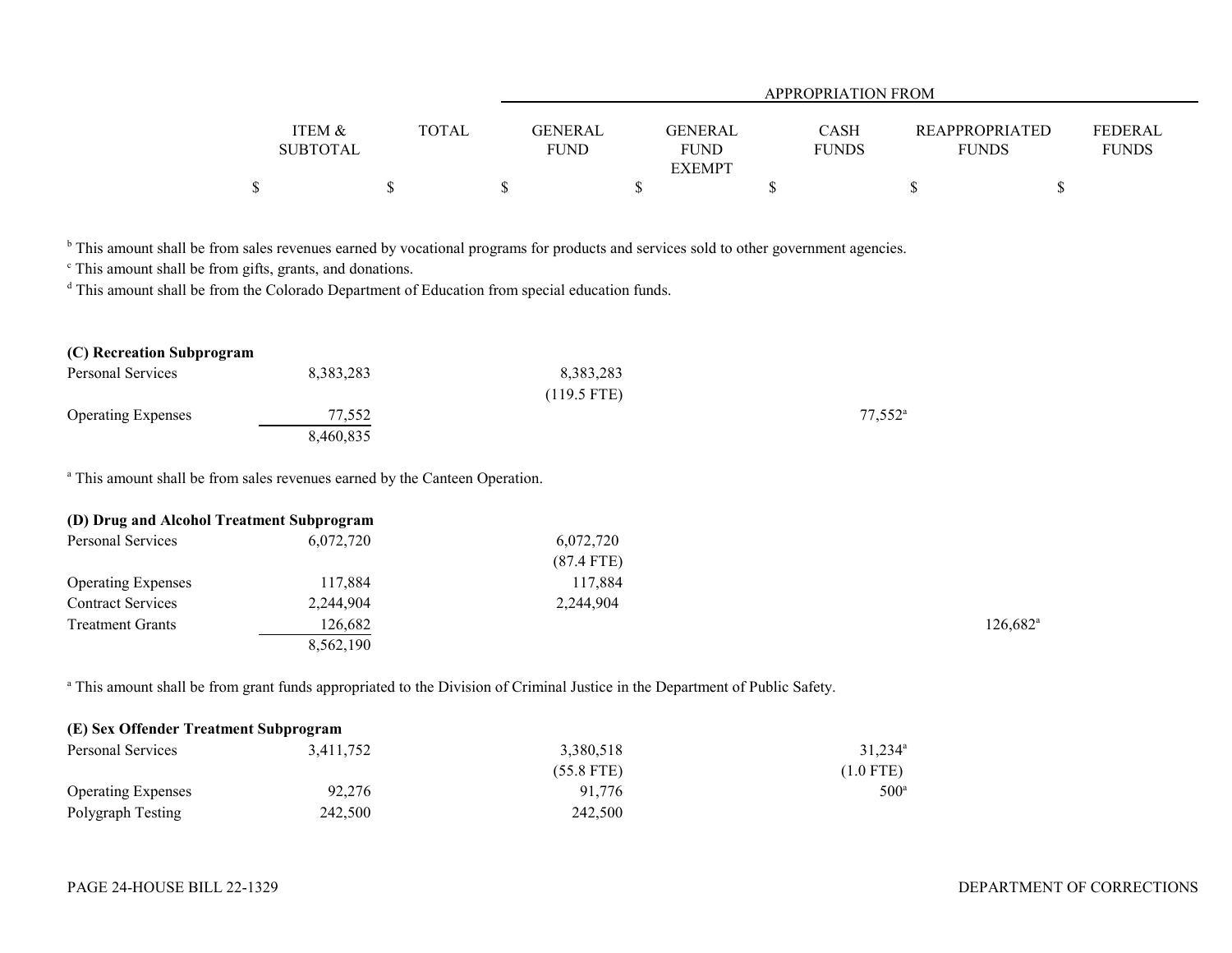| | ITEM & SUBTOTAL | TOTAL | GENERAL FUND | GENERAL FUND EXEMPT | CASH FUNDS | REAPPROPRIATED FUNDS | FEDERAL FUNDS |
|---|---|---|---|---|---|---|---|
| | | | APPROPRIATION FROM | | | | |
| | $ | $ | $ | $ | $ | $ | $ |

[b] This amount shall be from sales revenues earned by vocational programs for products and services sold to other government agencies.
[c] This amount shall be from gifts, grants, and donations.
[d] This amount shall be from the Colorado Department of Education from special education funds.

**(C) Recreation Subprogram**

| | ITEM & SUBTOTAL | TOTAL | GENERAL FUND | GENERAL FUND EXEMPT | CASH FUNDS | REAPPROPRIATED FUNDS | FEDERAL FUNDS |
|---|---|---|---|---|---|---|---|
| Personal Services | 8,383,283 | | 8,383,283 (119.5 FTE) | | | | |
| Operating Expenses | 77,552 | | | | 77,552[a] | | |
| | 8,460,835 | | | | | | |

[a] This amount shall be from sales revenues earned by the Canteen Operation.

**(D) Drug and Alcohol Treatment Subprogram**

| | ITEM & SUBTOTAL | TOTAL | GENERAL FUND | GENERAL FUND EXEMPT | CASH FUNDS | REAPPROPRIATED FUNDS | FEDERAL FUNDS |
|---|---|---|---|---|---|---|---|
| Personal Services | 6,072,720 | | 6,072,720 (87.4 FTE) | | | | |
| Operating Expenses | 117,884 | | 117,884 | | | | |
| Contract Services | 2,244,904 | | 2,244,904 | | | | |
| Treatment Grants | 126,682 | | | | | 126,682[a] | |
| | 8,562,190 | | | | | | |

[a] This amount shall be from grant funds appropriated to the Division of Criminal Justice in the Department of Public Safety.

**(E) Sex Offender Treatment Subprogram**

| | ITEM & SUBTOTAL | TOTAL | GENERAL FUND | GENERAL FUND EXEMPT | CASH FUNDS | REAPPROPRIATED FUNDS | FEDERAL FUNDS |
|---|---|---|---|---|---|---|---|
| Personal Services | 3,411,752 | | 3,380,518 (55.8 FTE) | | 31,234[a] (1.0 FTE) | | |
| Operating Expenses | 92,276 | | 91,776 | | 500[a] | | |
| Polygraph Testing | 242,500 | | 242,500 | | | | |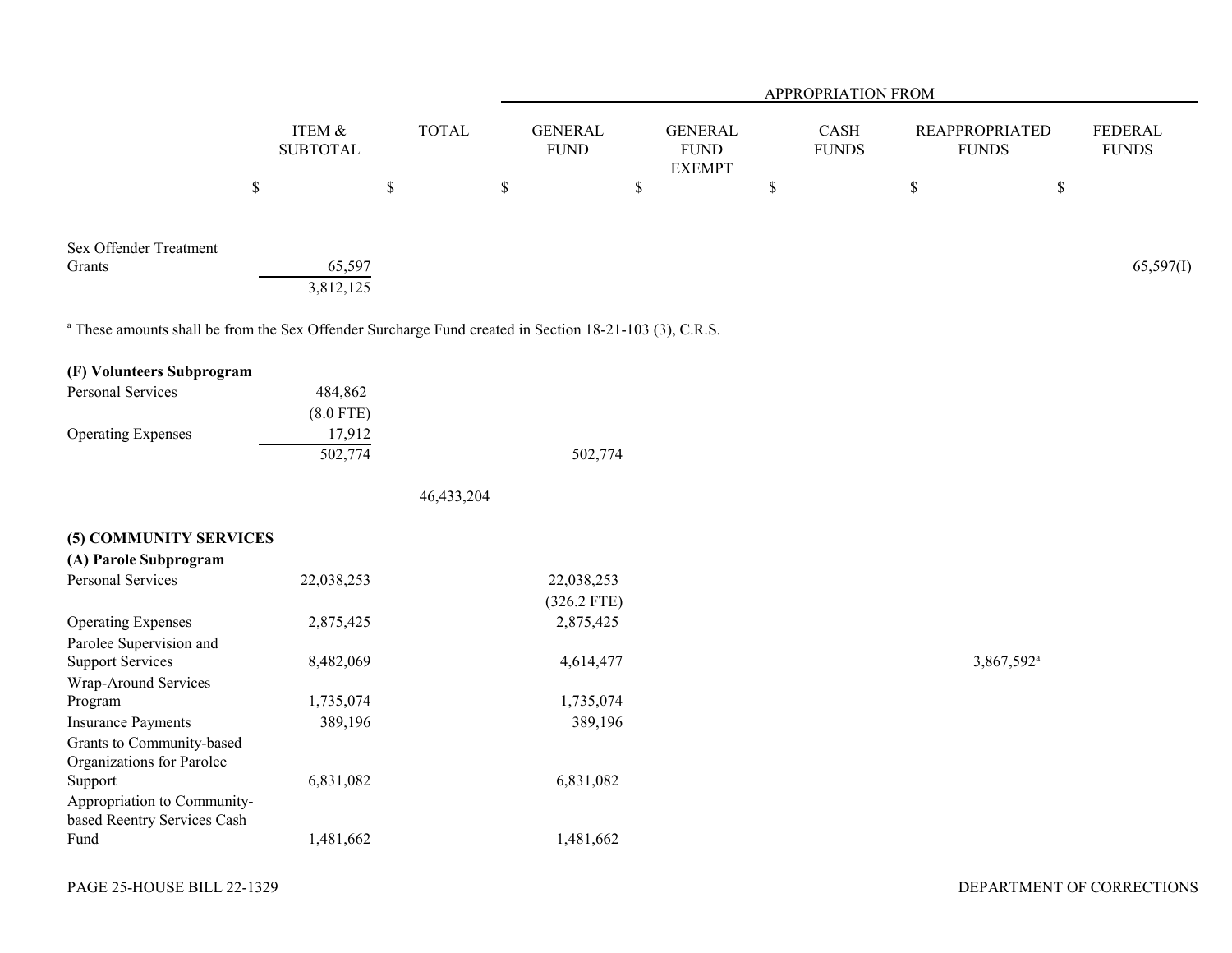| | ITEM & SUBTOTAL | TOTAL | GENERAL FUND | GENERAL FUND EXEMPT | CASH FUNDS | REAPPROPRIATED FUNDS | FEDERAL FUNDS |
|---|---|---|---|---|---|---|---|
| | | | APPROPRIATION FROM | | | | |
| | $ | $ | $ | $ | $ | $ | $ |
| Sex Offender Treatment Grants | 65,597 | | | | | | 65,597(I) |
| | 3,812,125 | | | | | | |

[a] These amounts shall be from the Sex Offender Surcharge Fund created in Section 18-21-103 (3), C.R.S.

| | ITEM & SUBTOTAL | TOTAL | GENERAL FUND | GENERAL FUND EXEMPT | CASH FUNDS | REAPPROPRIATED FUNDS | FEDERAL FUNDS |
|---|---|---|---|---|---|---|---|
| **(F) Volunteers Subprogram** | | | | | | | |
| Personal Services | 484,862 (8.0 FTE) | | | | | | |
| Operating Expenses | 17,912 | | | | | | |
| | 502,774 | | 502,774 | | | | |
| | | 46,433,204 | | | | | |
| **(5) COMMUNITY SERVICES** | | | | | | | |
| **(A) Parole Subprogram** | | | | | | | |
| Personal Services | 22,038,253 | | 22,038,253 (326.2 FTE) | | | | |
| Operating Expenses | 2,875,425 | | 2,875,425 | | | | |
| Parolee Supervision and Support Services | 8,482,069 | | 4,614,477 | | | 3,867,592[a] | |
| Wrap-Around Services Program | 1,735,074 | | 1,735,074 | | | | |
| Insurance Payments | 389,196 | | 389,196 | | | | |
| Grants to Community-based Organizations for Parolee Support | 6,831,082 | | 6,831,082 | | | | |
| Appropriation to Community-based Reentry Services Cash Fund | 1,481,662 | | 1,481,662 | | | | |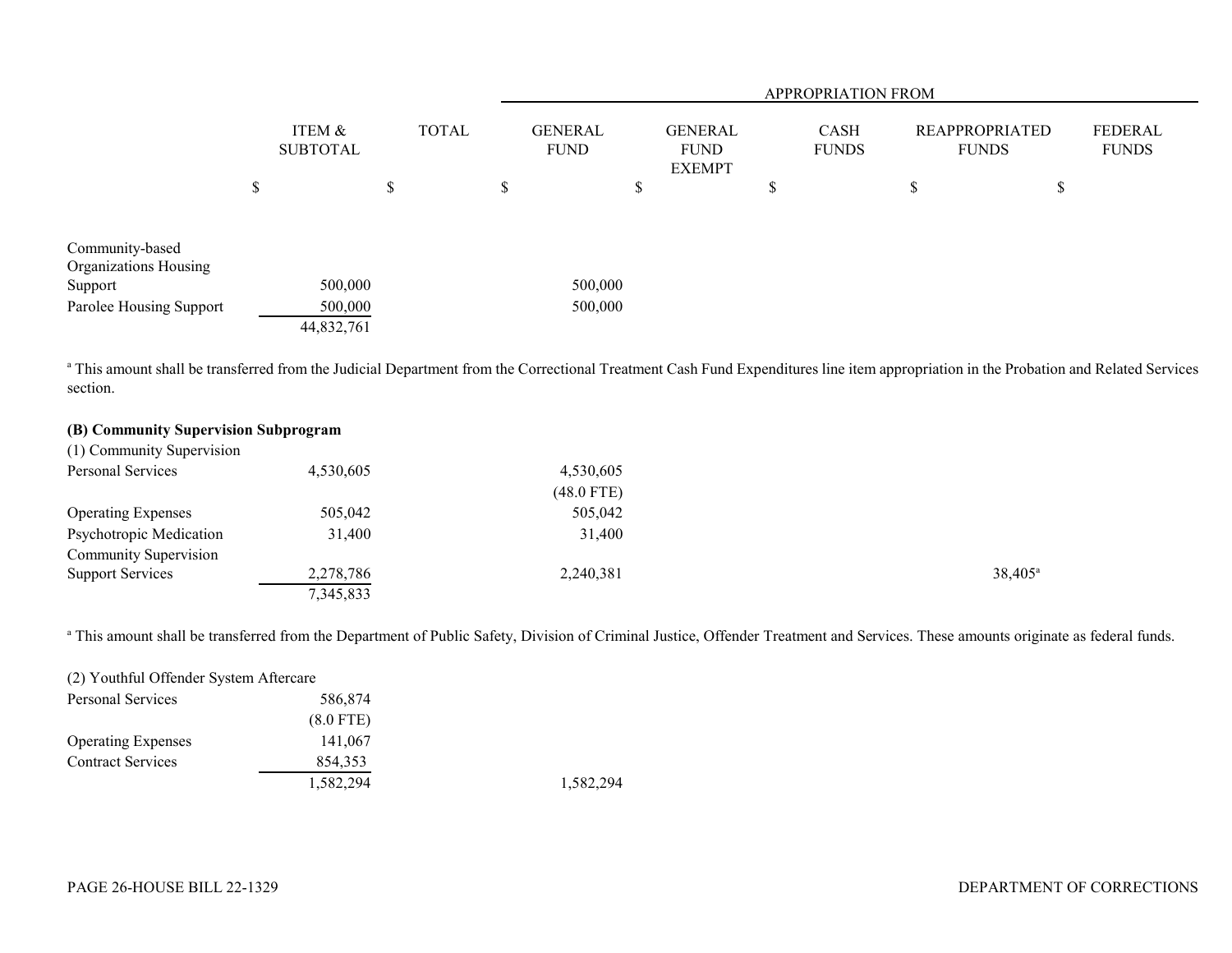| | ITEM & SUBTOTAL | TOTAL | GENERAL FUND | GENERAL FUND EXEMPT | CASH FUNDS | REAPPROPRIATED FUNDS | FEDERAL FUNDS |
|---|---|---|---|---|---|---|---|
| | | | APPROPRIATION FROM | | | | |
| | $ | $ | $ | $ | $ | $ | $ |
| Community-based Organizations Housing Support | 500,000 | | 500,000 | | | | |
| Parolee Housing Support | 500,000 | | 500,000 | | | | |
| | 44,832,761 | | | | | | |

[a] This amount shall be transferred from the Judicial Department from the Correctional Treatment Cash Fund Expenditures line item appropriation in the Probation and Related Services section.

**(B) Community Supervision Subprogram**

| | ITEM & SUBTOTAL | TOTAL | GENERAL FUND | GENERAL FUND EXEMPT | CASH FUNDS | REAPPROPRIATED FUNDS | FEDERAL FUNDS |
|---|---|---|---|---|---|---|---|
| (1) Community Supervision | | | | | | | |
| Personal Services | 4,530,605 | | 4,530,605 | | | | |
| | | | (48.0 FTE) | | | | |
| Operating Expenses | 505,042 | | 505,042 | | | | |
| Psychotropic Medication | 31,400 | | 31,400 | | | | |
| Community Supervision Support Services | 2,278,786 | | 2,240,381 | | | 38,405[a] | |
| | 7,345,833 | | | | | | |

[a] This amount shall be transferred from the Department of Public Safety, Division of Criminal Justice, Offender Treatment and Services. These amounts originate as federal funds.

| | ITEM & SUBTOTAL | TOTAL | GENERAL FUND | GENERAL FUND EXEMPT | CASH FUNDS | REAPPROPRIATED FUNDS | FEDERAL FUNDS |
|---|---|---|---|---|---|---|---|
| (2) Youthful Offender System Aftercare | | | | | | | |
| Personal Services | 586,874 | | | | | | |
| | (8.0 FTE) | | | | | | |
| Operating Expenses | 141,067 | | | | | | |
| Contract Services | 854,353 | | | | | | |
| | 1,582,294 | | 1,582,294 | | | | |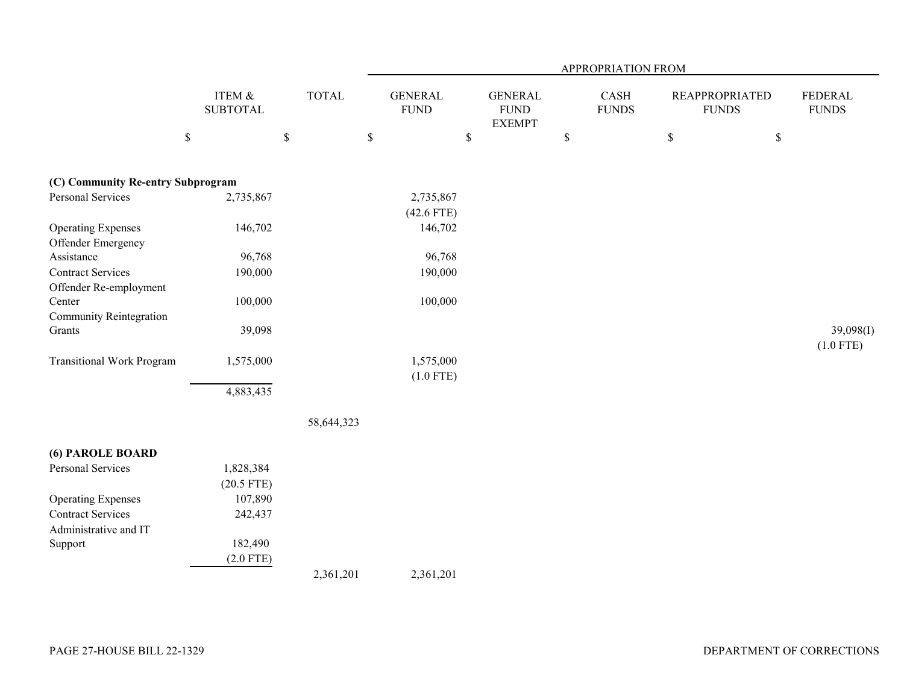| | ITEM & SUBTOTAL | TOTAL | APPROPRIATION FROM | | | | |
|---|---|---|---|---|---|---|---|
| | | | GENERAL FUND | GENERAL FUND EXEMPT | CASH FUNDS | REAPPROPRIATED FUNDS | FEDERAL FUNDS |
| | $ | $ | $ | $ | $ | $ | $ |
| **(C) Community Re-entry Subprogram** | | | | | | | |
| Personal Services | 2,735,867 | | 2,735,867<br>(42.6 FTE) | | | | |
| Operating Expenses | 146,702 | | 146,702 | | | | |
| Offender Emergency Assistance | 96,768 | | 96,768 | | | | |
| Contract Services | 190,000 | | 190,000 | | | | |
| Offender Re-employment Center | 100,000 | | 100,000 | | | | |
| Community Reintegration Grants | 39,098 | | | | | | 39,098(I)<br>(1.0 FTE) |
| Transitional Work Program | 1,575,000 | | 1,575,000<br>(1.0 FTE) | | | | |
| | 4,883,435 | | | | | | |
| | | 58,644,323 | | | | | |
| **(6) PAROLE BOARD** | | | | | | | |
| Personal Services | 1,828,384<br>(20.5 FTE) | | | | | | |
| Operating Expenses | 107,890 | | | | | | |
| Contract Services | 242,437 | | | | | | |
| Administrative and IT Support | 182,490<br>(2.0 FTE) | | | | | | |
| | | 2,361,201 | 2,361,201 | | | | |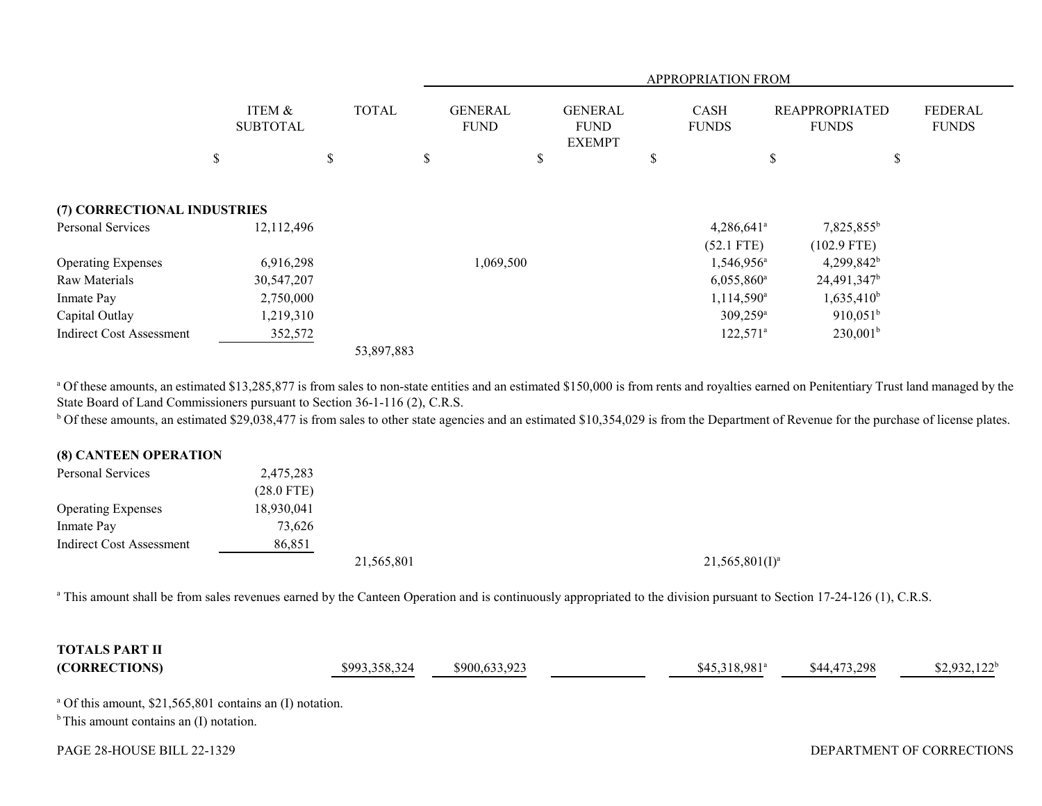| | ITEM & SUBTOTAL | TOTAL | APPROPRIATION FROM | | | | |
|---|---|---|---|---|---|---|---|
| | | | GENERAL FUND | GENERAL FUND EXEMPT | CASH FUNDS | REAPPROPRIATED FUNDS | FEDERAL FUNDS |
| | $ | $ | $ | $ | $ | $ | $ |
| **(7) CORRECTIONAL INDUSTRIES** | | | | | | | |
| Personal Services | 12,112,496 | | | | 4,286,641[a] | 7,825,855[b] | |
| | | | | | (52.1 FTE) | (102.9 FTE) | |
| Operating Expenses | 6,916,298 | | 1,069,500 | | 1,546,956[a] | 4,299,842[b] | |
| Raw Materials | 30,547,207 | | | | 6,055,860[a] | 24,491,347[b] | |
| Inmate Pay | 2,750,000 | | | | 1,114,590[a] | 1,635,410[b] | |
| Capital Outlay | 1,219,310 | | | | 309,259[a] | 910,051[b] | |
| Indirect Cost Assessment | 352,572 | | | | 122,571[a] | 230,001[b] | |
| | | 53,897,883 | | | | | |

[a] Of these amounts, an estimated $13,285,877 is from sales to non-state entities and an estimated $150,000 is from rents and royalties earned on Penitentiary Trust land managed by the State Board of Land Commissioners pursuant to Section 36-1-116 (2), C.R.S.

[b] Of these amounts, an estimated $29,038,477 is from sales to other state agencies and an estimated $10,354,029 is from the Department of Revenue for the purchase of license plates.

| | ITEM & SUBTOTAL | TOTAL | GENERAL FUND | GENERAL FUND EXEMPT | CASH FUNDS | REAPPROPRIATED FUNDS | FEDERAL FUNDS |
|---|---|---|---|---|---|---|---|
| **(8) CANTEEN OPERATION** | | | | | | | |
| Personal Services | 2,475,283 | | | | | | |
| | (28.0 FTE) | | | | | | |
| Operating Expenses | 18,930,041 | | | | | | |
| Inmate Pay | 73,626 | | | | | | |
| Indirect Cost Assessment | 86,851 | | | | | | |
| | | 21,565,801 | | | 21,565,801(I)[a] | | |

[a] This amount shall be from sales revenues earned by the Canteen Operation and is continuously appropriated to the division pursuant to Section 17-24-126 (1), C.R.S.

| | ITEM & SUBTOTAL | TOTAL | GENERAL FUND | GENERAL FUND EXEMPT | CASH FUNDS | REAPPROPRIATED FUNDS | FEDERAL FUNDS |
|---|---|---|---|---|---|---|---|
| **TOTALS PART II (CORRECTIONS)** | | $993,358,324 | $900,633,923 | | $45,318,981[a] | $44,473,298 | $2,932,122[b] |

[a] Of this amount, $21,565,801 contains an (I) notation.

[b] This amount contains an (I) notation.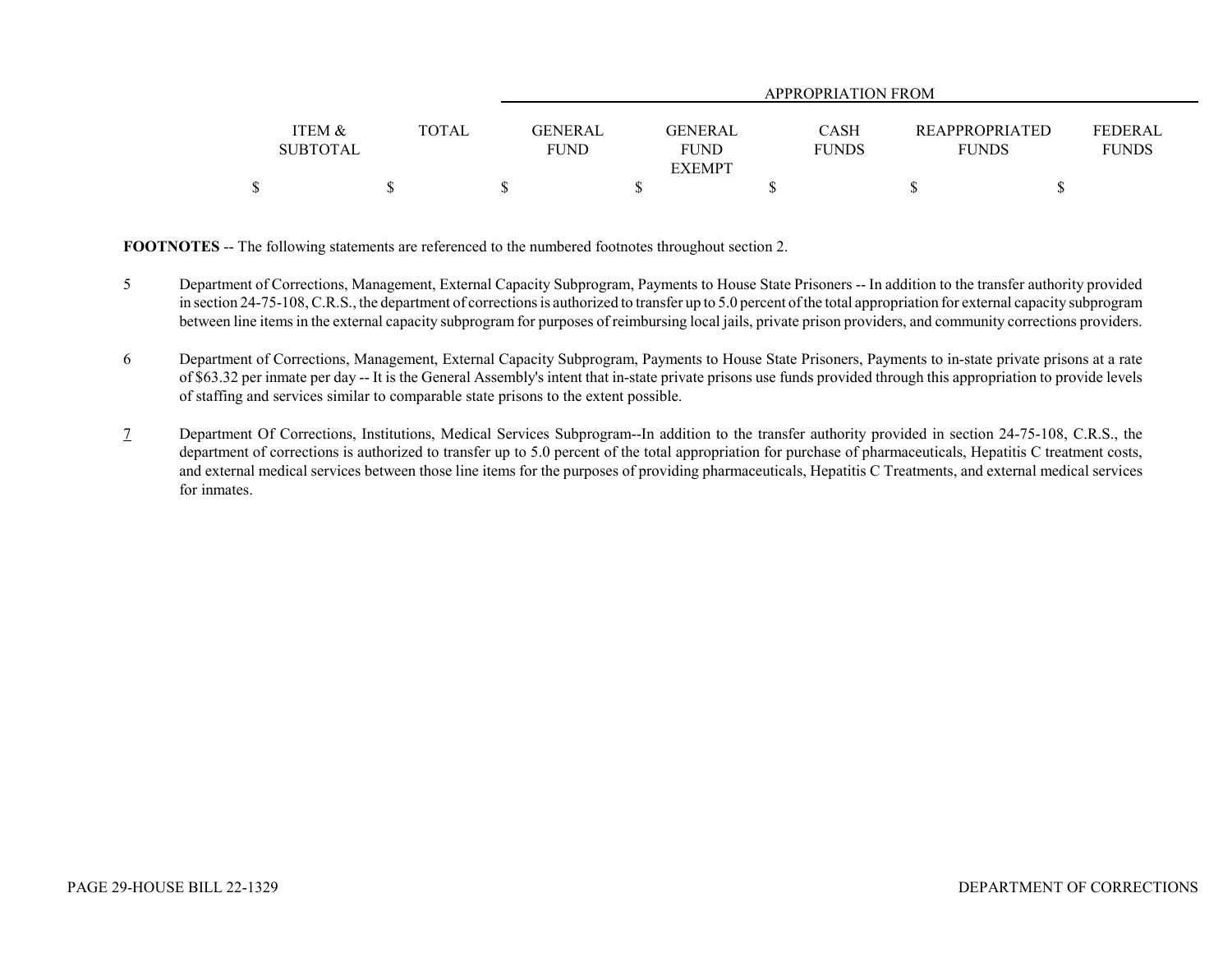| | | APPROPRIATION FROM | | | | |
|---|---|---|---|---|---|---|
| ITEM & SUBTOTAL | TOTAL | GENERAL FUND | GENERAL FUND EXEMPT | CASH FUNDS | REAPPROPRIATED FUNDS | FEDERAL FUNDS |
| $ | $ | $ | $ | $ | $ | $ |

**FOOTNOTES** -- The following statements are referenced to the numbered footnotes throughout section 2.

5 Department of Corrections, Management, External Capacity Subprogram, Payments to House State Prisoners -- In addition to the transfer authority provided in section 24-75-108, C.R.S., the department of corrections is authorized to transfer up to 5.0 percent of the total appropriation for external capacity subprogram between line items in the external capacity subprogram for purposes of reimbursing local jails, private prison providers, and community corrections providers.

6 Department of Corrections, Management, External Capacity Subprogram, Payments to House State Prisoners, Payments to in-state private prisons at a rate of $63.32 per inmate per day -- It is the General Assembly's intent that in-state private prisons use funds provided through this appropriation to provide levels of staffing and services similar to comparable state prisons to the extent possible.

7 Department Of Corrections, Institutions, Medical Services Subprogram--In addition to the transfer authority provided in section 24-75-108, C.R.S., the department of corrections is authorized to transfer up to 5.0 percent of the total appropriation for purchase of pharmaceuticals, Hepatitis C treatment costs, and external medical services between those line items for the purposes of providing pharmaceuticals, Hepatitis C Treatments, and external medical services for inmates.